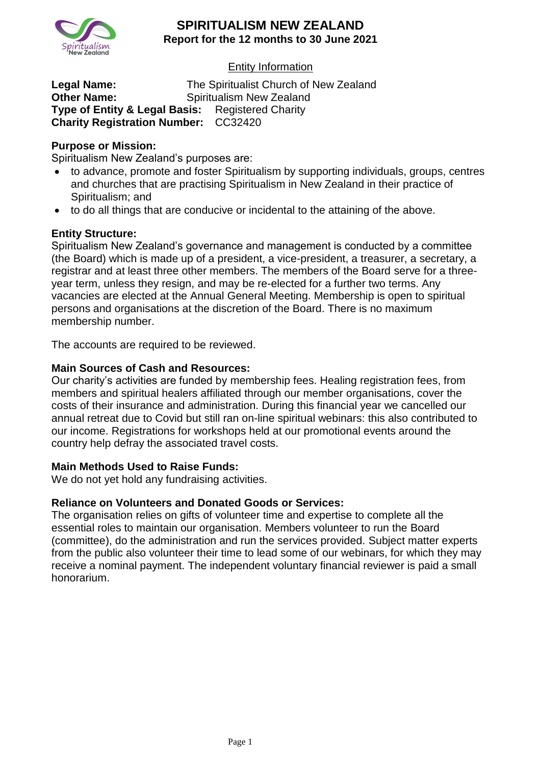# SPIRITUALISM NEW ZEALAND

**Report for the 12 months to 30 June 2021**

## Entity Information

**Legal Name:** The Spiritualist Church of New Zealand
**Other Name:** Spiritualism New Zealand
**Type of Entity & Legal Basis:** Registered Charity
**Charity Registration Number:** CC32420

**Purpose or Mission:**

Spiritualism New Zealand's purposes are:

- to advance, promote and foster Spiritualism by supporting individuals, groups, centres and churches that are practising Spiritualism in New Zealand in their practice of Spiritualism; and
- to do all things that are conducive or incidental to the attaining of the above.

**Entity Structure:**

Spiritualism New Zealand's governance and management is conducted by a committee (the Board) which is made up of a president, a vice-president, a treasurer, a secretary, a registrar and at least three other members. The members of the Board serve for a three-year term, unless they resign, and may be re-elected for a further two terms. Any vacancies are elected at the Annual General Meeting. Membership is open to spiritual persons and organisations at the discretion of the Board. There is no maximum membership number.

The accounts are required to be reviewed.

**Main Sources of Cash and Resources:**

Our charity's activities are funded by membership fees. Healing registration fees, from members and spiritual healers affiliated through our member organisations, cover the costs of their insurance and administration. During this financial year we cancelled our annual retreat due to Covid but still ran on-line spiritual webinars: this also contributed to our income. Registrations for workshops held at our promotional events around the country help defray the associated travel costs.

**Main Methods Used to Raise Funds:**

We do not yet hold any fundraising activities.

**Reliance on Volunteers and Donated Goods or Services:**

The organisation relies on gifts of volunteer time and expertise to complete all the essential roles to maintain our organisation. Members volunteer to run the Board (committee), do the administration and run the services provided. Subject matter experts from the public also volunteer their time to lead some of our webinars, for which they may receive a nominal payment. The independent voluntary financial reviewer is paid a small honorarium.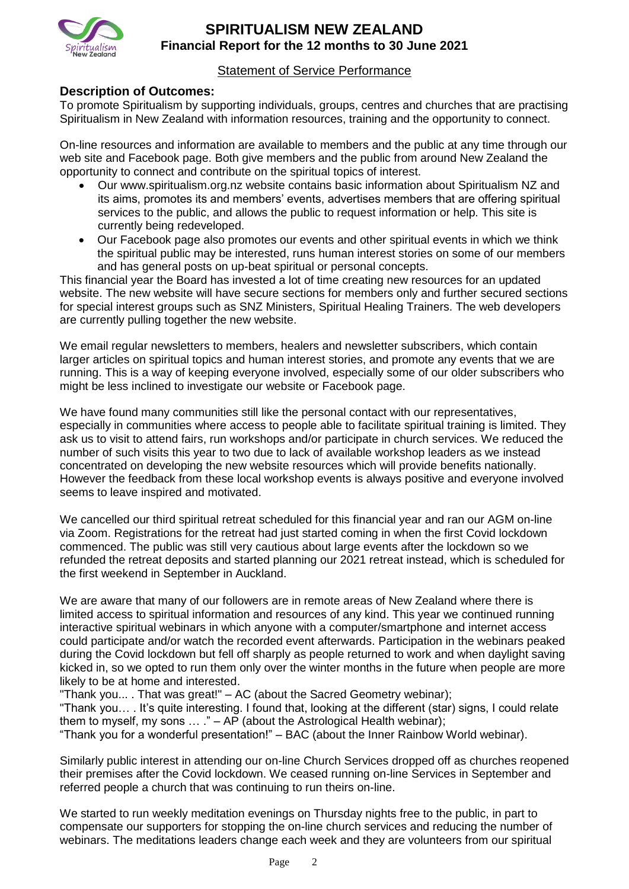# SPIRITUALISM NEW ZEALAND

## Financial Report for the 12 months to 30 June 2021

### Statement of Service Performance

## Description of Outcomes:

To promote Spiritualism by supporting individuals, groups, centres and churches that are practising Spiritualism in New Zealand with information resources, training and the opportunity to connect.

On-line resources and information are available to members and the public at any time through our web site and Facebook page. Both give members and the public from around New Zealand the opportunity to connect and contribute on the spiritual topics of interest.

- Our www.spiritualism.org.nz website contains basic information about Spiritualism NZ and its aims, promotes its and members' events, advertises members that are offering spiritual services to the public, and allows the public to request information or help. This site is currently being redeveloped.
- Our Facebook page also promotes our events and other spiritual events in which we think the spiritual public may be interested, runs human interest stories on some of our members and has general posts on up-beat spiritual or personal concepts.

This financial year the Board has invested a lot of time creating new resources for an updated website. The new website will have secure sections for members only and further secured sections for special interest groups such as SNZ Ministers, Spiritual Healing Trainers. The web developers are currently pulling together the new website.

We email regular newsletters to members, healers and newsletter subscribers, which contain larger articles on spiritual topics and human interest stories, and promote any events that we are running. This is a way of keeping everyone involved, especially some of our older subscribers who might be less inclined to investigate our website or Facebook page.

We have found many communities still like the personal contact with our representatives, especially in communities where access to people able to facilitate spiritual training is limited. They ask us to visit to attend fairs, run workshops and/or participate in church services. We reduced the number of such visits this year to two due to lack of available workshop leaders as we instead concentrated on developing the new website resources which will provide benefits nationally. However the feedback from these local workshop events is always positive and everyone involved seems to leave inspired and motivated.

We cancelled our third spiritual retreat scheduled for this financial year and ran our AGM on-line via Zoom. Registrations for the retreat had just started coming in when the first Covid lockdown commenced. The public was still very cautious about large events after the lockdown so we refunded the retreat deposits and started planning our 2021 retreat instead, which is scheduled for the first weekend in September in Auckland.

We are aware that many of our followers are in remote areas of New Zealand where there is limited access to spiritual information and resources of any kind. This year we continued running interactive spiritual webinars in which anyone with a computer/smartphone and internet access could participate and/or watch the recorded event afterwards. Participation in the webinars peaked during the Covid lockdown but fell off sharply as people returned to work and when daylight saving kicked in, so we opted to run them only over the winter months in the future when people are more likely to be at home and interested.

"Thank you... . That was great!" – AC (about the Sacred Geometry webinar);
"Thank you… . It's quite interesting. I found that, looking at the different (star) signs, I could relate them to myself, my sons … ." – AP (about the Astrological Health webinar);
"Thank you for a wonderful presentation!" – BAC (about the Inner Rainbow World webinar).

Similarly public interest in attending our on-line Church Services dropped off as churches reopened their premises after the Covid lockdown. We ceased running on-line Services in September and referred people a church that was continuing to run theirs on-line.

We started to run weekly meditation evenings on Thursday nights free to the public, in part to compensate our supporters for stopping the on-line church services and reducing the number of webinars. The meditations leaders change each week and they are volunteers from our spiritual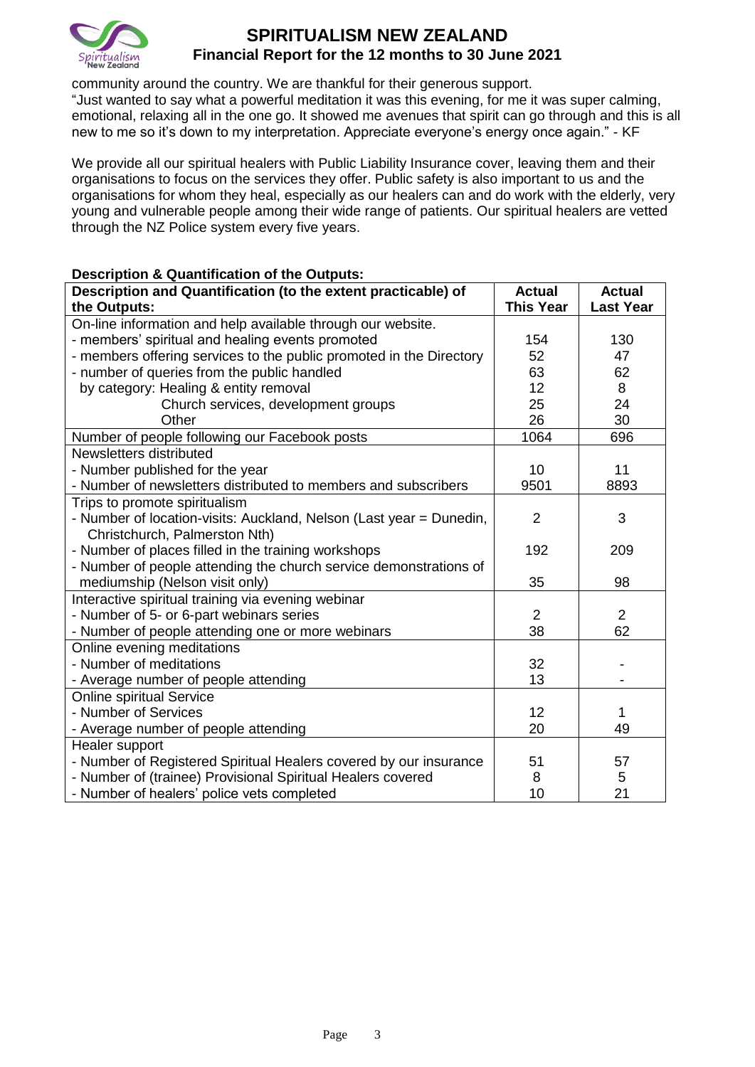community around the country. We are thankful for their generous support.
"Just wanted to say what a powerful meditation it was this evening, for me it was super calming, emotional, relaxing all in the one go. It showed me avenues that spirit can go through and this is all new to me so it's down to my interpretation. Appreciate everyone's energy once again." - KF

We provide all our spiritual healers with Public Liability Insurance cover, leaving them and their organisations to focus on the services they offer. Public safety is also important to us and the organisations for whom they heal, especially as our healers can and do work with the elderly, very young and vulnerable people among their wide range of patients. Our spiritual healers are vetted through the NZ Police system every five years.

**Description & Quantification of the Outputs:**

| Description and Quantification (to the extent practicable) of the Outputs: | Actual This Year | Actual Last Year |
|---|---|---|
| On-line information and help available through our website. | | |
| - members' spiritual and healing events promoted | 154 | 130 |
| - members offering services to the public promoted in the Directory | 52 | 47 |
| - number of queries from the public handled | 63 | 62 |
| by category: Healing & entity removal | 12 | 8 |
| Church services, development groups | 25 | 24 |
| Other | 26 | 30 |
| Number of people following our Facebook posts | 1064 | 696 |
| Newsletters distributed | | |
| - Number published for the year | 10 | 11 |
| - Number of newsletters distributed to members and subscribers | 9501 | 8893 |
| Trips to promote spiritualism | | |
| - Number of location-visits: Auckland, Nelson (Last year = Dunedin, Christchurch, Palmerston Nth) | 2 | 3 |
| - Number of places filled in the training workshops | 192 | 209 |
| - Number of people attending the church service demonstrations of mediumship (Nelson visit only) | 35 | 98 |
| Interactive spiritual training via evening webinar | | |
| - Number of 5- or 6-part webinars series | 2 | 2 |
| - Number of people attending one or more webinars | 38 | 62 |
| Online evening meditations | | |
| - Number of meditations | 32 | - |
| - Average number of people attending | 13 | - |
| Online spiritual Service | | |
| - Number of Services | 12 | 1 |
| - Average number of people attending | 20 | 49 |
| Healer support | | |
| - Number of Registered Spiritual Healers covered by our insurance | 51 | 57 |
| - Number of (trainee) Provisional Spiritual Healers covered | 8 | 5 |
| - Number of healers' police vets completed | 10 | 21 |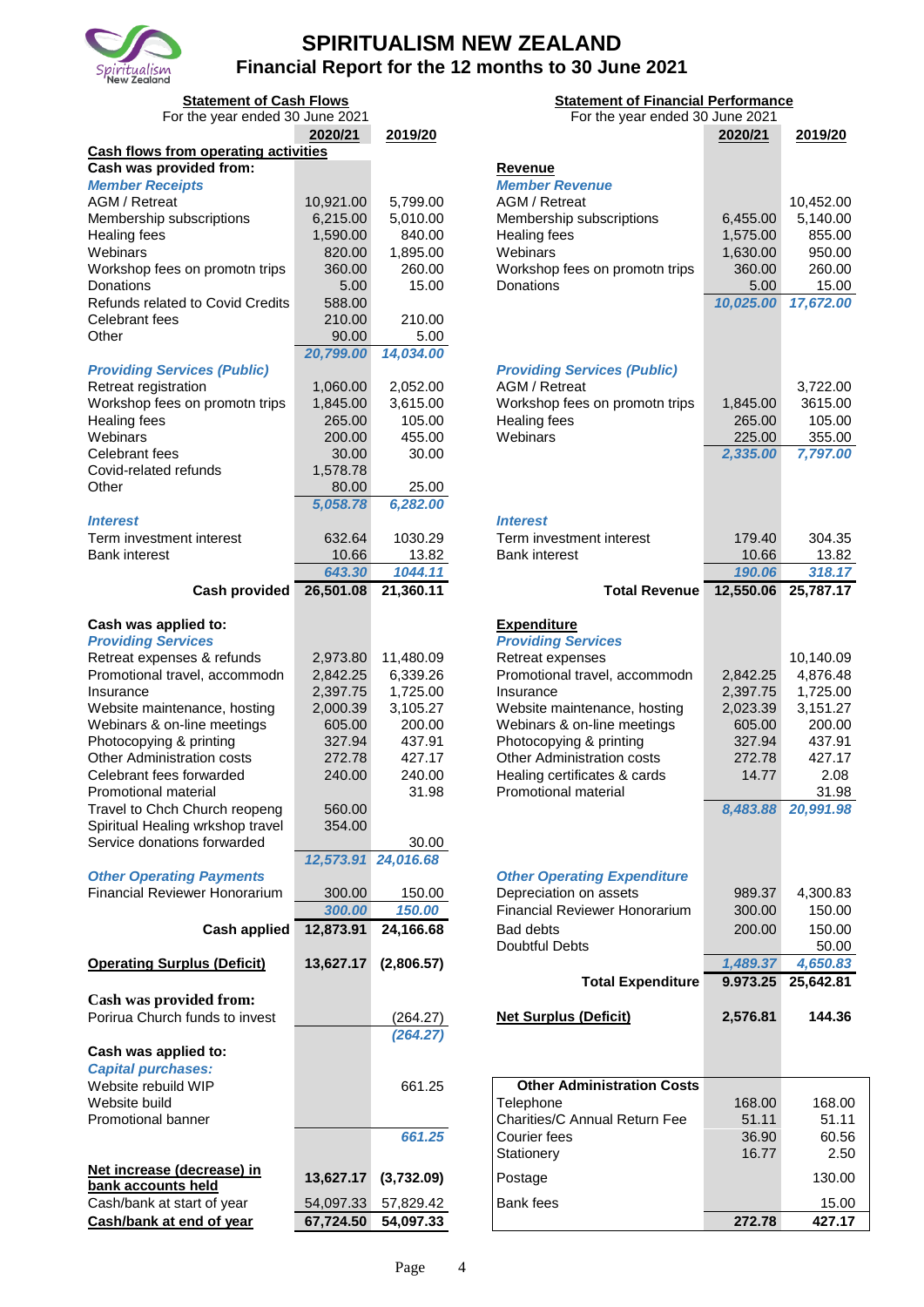# SPIRITUALISM NEW ZEALAND

## Financial Report for the 12 months to 30 June 2021

### Statement of Cash Flows

For the year ended 30 June 2021

| | 2020/21 | 2019/20 |
|---|---|---|
| **Cash flows from operating activities** | | |
| **Cash was provided from:** | | |
| ***Member Receipts*** | | |
| AGM / Retreat | 10,921.00 | 5,799.00 |
| Membership subscriptions | 6,215.00 | 5,010.00 |
| Healing fees | 1,590.00 | 840.00 |
| Webinars | 820.00 | 1,895.00 |
| Workshop fees on promotn trips | 360.00 | 260.00 |
| Donations | 5.00 | 15.00 |
| Refunds related to Covid Credits | 588.00 | |
| Celebrant fees | 210.00 | 210.00 |
| Other | 90.00 | 5.00 |
| | *20,799.00* | *14,034.00* |
| ***Providing Services (Public)*** | | |
| Retreat registration | 1,060.00 | 2,052.00 |
| Workshop fees on promotn trips | 1,845.00 | 3,615.00 |
| Healing fees | 265.00 | 105.00 |
| Webinars | 200.00 | 455.00 |
| Celebrant fees | 30.00 | 30.00 |
| Covid-related refunds | 1,578.78 | |
| Other | 80.00 | 25.00 |
| | *5,058.78* | *6,282.00* |
| ***Interest*** | | |
| Term investment interest | 632.64 | 1030.29 |
| Bank interest | 10.66 | 13.82 |
| | *643.30* | *1044.11* |
| **Cash provided** | **26,501.08** | **21,360.11** |
| **Cash was applied to:** | | |
| ***Providing Services*** | | |
| Retreat expenses & refunds | 2,973.80 | 11,480.09 |
| Promotional travel, accommodn | 2,842.25 | 6,339.26 |
| Insurance | 2,397.75 | 1,725.00 |
| Website maintenance, hosting | 2,000.39 | 3,105.27 |
| Webinars & on-line meetings | 605.00 | 200.00 |
| Photocopying & printing | 327.94 | 437.91 |
| Other Administration costs | 272.78 | 427.17 |
| Celebrant fees forwarded | 240.00 | 240.00 |
| Promotional material | | 31.98 |
| Travel to Chch Church reopeng | 560.00 | |
| Spiritual Healing wrkshop travel | 354.00 | |
| Service donations forwarded | | 30.00 |
| | *12,573.91* | *24,016.68* |
| ***Other Operating Payments*** | | |
| Financial Reviewer Honorarium | 300.00 | 150.00 |
| | *300.00* | *150.00* |
| **Cash applied** | **12,873.91** | **24,166.68** |
| **Operating Surplus (Deficit)** | **13,627.17** | **(2,806.57)** |
| **Cash was provided from:** | | |
| Porirua Church funds to invest | | (264.27) |
| | | *(264.27)* |
| **Cash was applied to:** | | |
| ***Capital purchases:*** | | |
| Website rebuild WIP | | 661.25 |
| Website build | | |
| Promotional banner | | |
| | | *661.25* |
| **Net increase (decrease) in bank accounts held** | **13,627.17** | **(3,732.09)** |
| Cash/bank at start of year | 54,097.33 | 57,829.42 |
| **Cash/bank at end of year** | **67,724.50** | **54,097.33** |

### Statement of Financial Performance

For the year ended 30 June 2021

| | 2020/21 | 2019/20 |
|---|---|---|
| **Revenue** | | |
| ***Member Revenue*** | | |
| AGM / Retreat | | 10,452.00 |
| Membership subscriptions | 6,455.00 | 5,140.00 |
| Healing fees | 1,575.00 | 855.00 |
| Webinars | 1,630.00 | 950.00 |
| Workshop fees on promotn trips | 360.00 | 260.00 |
| Donations | 5.00 | 15.00 |
| | *10,025.00* | *17,672.00* |
| ***Providing Services (Public)*** | | |
| AGM / Retreat | | 3,722.00 |
| Workshop fees on promotn trips | 1,845.00 | 3615.00 |
| Healing fees | 265.00 | 105.00 |
| Webinars | 225.00 | 355.00 |
| | *2,335.00* | *7,797.00* |
| ***Interest*** | | |
| Term investment interest | 179.40 | 304.35 |
| Bank interest | 10.66 | 13.82 |
| | *190.06* | *318.17* |
| **Total Revenue** | **12,550.06** | **25,787.17** |
| **Expenditure** | | |
| ***Providing Services*** | | |
| Retreat expenses | | 10,140.09 |
| Promotional travel, accommodn | 2,842.25 | 4,876.48 |
| Insurance | 2,397.75 | 1,725.00 |
| Website maintenance, hosting | 2,023.39 | 3,151.27 |
| Webinars & on-line meetings | 605.00 | 200.00 |
| Photocopying & printing | 327.94 | 437.91 |
| Other Administration costs | 272.78 | 427.17 |
| Healing certificates & cards | 14.77 | 2.08 |
| Promotional material | | 31.98 |
| | *8,483.88* | *20,991.98* |
| ***Other Operating Expenditure*** | | |
| Depreciation on assets | 989.37 | 4,300.83 |
| Financial Reviewer Honorarium | 300.00 | 150.00 |
| Bad debts | 200.00 | 150.00 |
| Doubtful Debts | | 50.00 |
| | *1,489.37* | *4,650.83* |
| **Total Expenditure** | **9.973.25** | **25,642.81** |
| **Net Surplus (Deficit)** | **2,576.81** | **144.36** |

| **Other Administration Costs** | | |
|---|---|---|
| Telephone | 168.00 | 168.00 |
| Charities/C Annual Return Fee | 51.11 | 51.11 |
| Courier fees | 36.90 | 60.56 |
| Stationery | 16.77 | 2.50 |
| Postage | | 130.00 |
| Bank fees | | 15.00 |
| | **272.78** | **427.17** |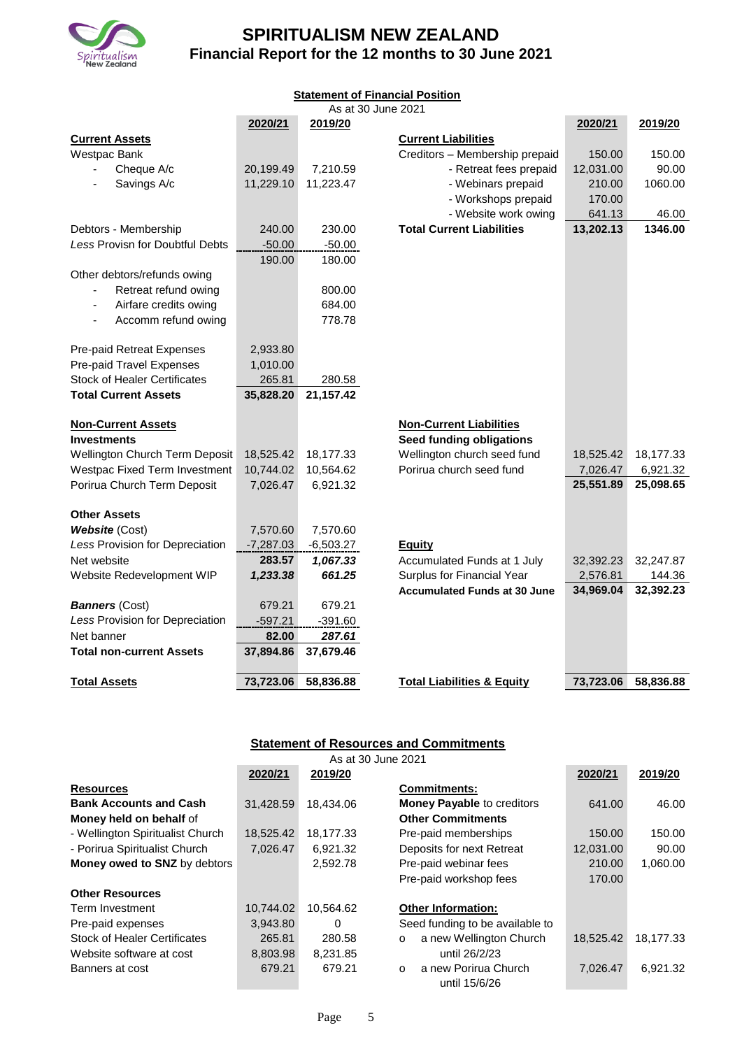# SPIRITUALISM NEW ZEALAND

## Financial Report for the 12 months to 30 June 2021

### Statement of Financial Position

As at 30 June 2021

| | 2020/21 | 2019/20 | | 2020/21 | 2019/20 |
|---|---|---|---|---|---|
| **Current Assets** | | | **Current Liabilities** | | |
| Westpac Bank | | | Creditors – Membership prepaid | 150.00 | 150.00 |
| - Cheque A/c | 20,199.49 | 7,210.59 | - Retreat fees prepaid | 12,031.00 | 90.00 |
| - Savings A/c | 11,229.10 | 11,223.47 | - Webinars prepaid | 210.00 | 1060.00 |
| | | | - Workshops prepaid | 170.00 | |
| | | | - Website work owing | 641.13 | 46.00 |
| Debtors - Membership | 240.00 | 230.00 | **Total Current Liabilities** | **13,202.13** | **1346.00** |
| *Less* Provisn for Doubtful Debts | -50.00 | -50.00 | | | |
| | 190.00 | 180.00 | | | |
| Other debtors/refunds owing | | | | | |
| - Retreat refund owing | | 800.00 | | | |
| - Airfare credits owing | | 684.00 | | | |
| - Accomm refund owing | | 778.78 | | | |
| Pre-paid Retreat Expenses | 2,933.80 | | | | |
| Pre-paid Travel Expenses | 1,010.00 | | | | |
| Stock of Healer Certificates | 265.81 | 280.58 | | | |
| **Total Current Assets** | **35,828.20** | **21,157.42** | | | |
| **Non-Current Assets** | | | **Non-Current Liabilities** | | |
| **Investments** | | | **Seed funding obligations** | | |
| Wellington Church Term Deposit | 18,525.42 | 18,177.33 | Wellington church seed fund | 18,525.42 | 18,177.33 |
| Westpac Fixed Term Investment | 10,744.02 | 10,564.62 | Porirua church seed fund | 7,026.47 | 6,921.32 |
| Porirua Church Term Deposit | 7,026.47 | 6,921.32 | | **25,551.89** | **25,098.65** |
| **Other Assets** | | | | | |
| ***Website*** (Cost) | 7,570.60 | 7,570.60 | | | |
| *Less* Provision for Depreciation | -7,287.03 | -6,503.27 | **Equity** | | |
| Net website | **283.57** | ***1,067.33*** | Accumulated Funds at 1 July | 32,392.23 | 32,247.87 |
| Website Redevelopment WIP | ***1,233.38*** | ***661.25*** | Surplus for Financial Year | 2,576.81 | 144.36 |
| | | | **Accumulated Funds at 30 June** | **34,969.04** | **32,392.23** |
| ***Banners*** (Cost) | 679.21 | 679.21 | | | |
| *Less* Provision for Depreciation | -597.21 | -391.60 | | | |
| Net banner | **82.00** | ***287.61*** | | | |
| **Total non-current Assets** | **37,894.86** | **37,679.46** | | | |
| **Total Assets** | **73,723.06** | **58,836.88** | **Total Liabilities & Equity** | **73,723.06** | **58,836.88** |

### Statement of Resources and Commitments

As at 30 June 2021

| | 2020/21 | 2019/20 | | 2020/21 | 2019/20 |
|---|---|---|---|---|---|
| **Resources** | | | **Commitments:** | | |
| **Bank Accounts and Cash** | 31,428.59 | 18,434.06 | **Money Payable** to creditors | 641.00 | 46.00 |
| **Money held on behalf** of | | | **Other Commitments** | | |
| - Wellington Spiritualist Church | 18,525.42 | 18,177.33 | Pre-paid memberships | 150.00 | 150.00 |
| - Porirua Spiritualist Church | 7,026.47 | 6,921.32 | Deposits for next Retreat | 12,031.00 | 90.00 |
| **Money owed to SNZ** by debtors | | 2,592.78 | Pre-paid webinar fees | 210.00 | 1,060.00 |
| | | | Pre-paid workshop fees | 170.00 | |
| **Other Resources** | | | | | |
| Term Investment | 10,744.02 | 10,564.62 | **Other Information:** | | |
| Pre-paid expenses | 3,943.80 | 0 | Seed funding to be available to | | |
| Stock of Healer Certificates | 265.81 | 280.58 | o a new Wellington Church until 26/2/23 | 18,525.42 | 18,177.33 |
| Website software at cost | 8,803.98 | 8,231.85 | | | |
| Banners at cost | 679.21 | 679.21 | o a new Porirua Church until 15/6/26 | 7,026.47 | 6,921.32 |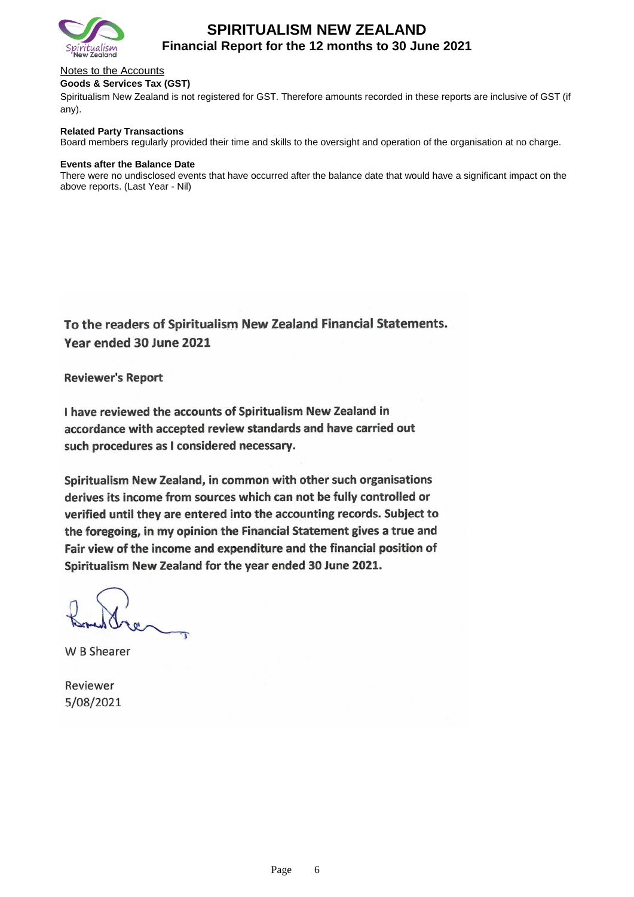Notes to the Accounts

**Goods & Services Tax (GST)**

Spiritualism New Zealand is not registered for GST. Therefore amounts recorded in these reports are inclusive of GST (if any).

**Related Party Transactions**

Board members regularly provided their time and skills to the oversight and operation of the organisation at no charge.

**Events after the Balance Date**

There were no undisclosed events that have occurred after the balance date that would have a significant impact on the above reports. (Last Year - Nil)

**To the readers of Spiritualism New Zealand Financial Statements.**
**Year ended 30 June 2021**

**Reviewer's Report**

**I have reviewed the accounts of Spiritualism New Zealand in accordance with accepted review standards and have carried out such procedures as I considered necessary.**

**Spiritualism New Zealand, in common with other such organisations derives its income from sources which can not be fully controlled or verified until they are entered into the accounting records. Subject to the foregoing, in my opinion the Financial Statement gives a true and Fair view of the income and expenditure and the financial position of Spiritualism New Zealand for the year ended 30 June 2021.**

W B Shearer

Reviewer
5/08/2021